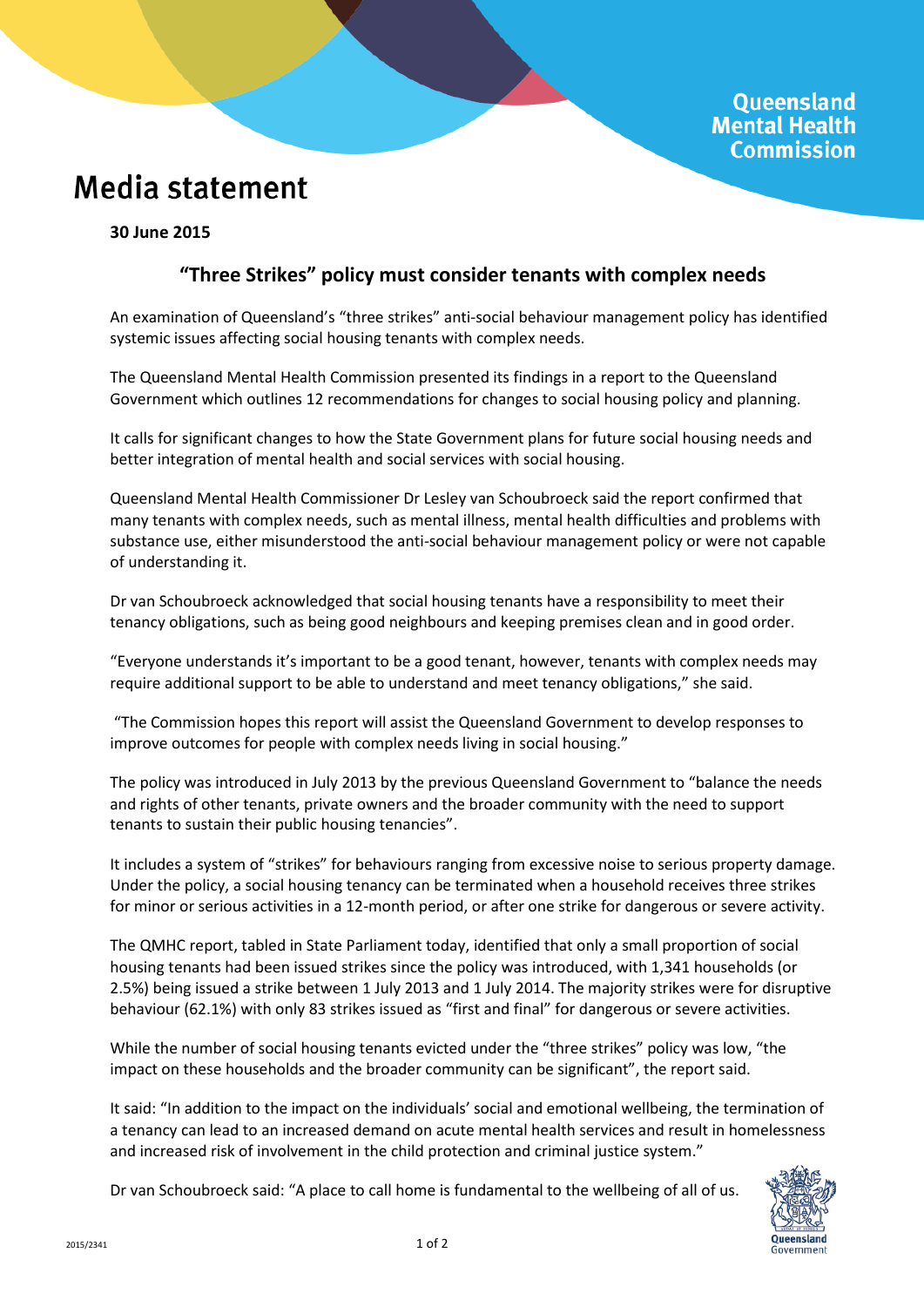Queensland Mental Health Commission

# Media statement

**30 June 2015**

## "Three Strikes" policy must consider tenants with complex needs

An examination of Queensland's "three strikes" anti-social behaviour management policy has identified systemic issues affecting social housing tenants with complex needs.

The Queensland Mental Health Commission presented its findings in a report to the Queensland Government which outlines 12 recommendations for changes to social housing policy and planning.

It calls for significant changes to how the State Government plans for future social housing needs and better integration of mental health and social services with social housing.

Queensland Mental Health Commissioner Dr Lesley van Schoubroeck said the report confirmed that many tenants with complex needs, such as mental illness, mental health difficulties and problems with substance use, either misunderstood the anti-social behaviour management policy or were not capable of understanding it.

Dr van Schoubroeck acknowledged that social housing tenants have a responsibility to meet their tenancy obligations, such as being good neighbours and keeping premises clean and in good order.

"Everyone understands it's important to be a good tenant, however, tenants with complex needs may require additional support to be able to understand and meet tenancy obligations," she said.

"The Commission hopes this report will assist the Queensland Government to develop responses to improve outcomes for people with complex needs living in social housing."

The policy was introduced in July 2013 by the previous Queensland Government to "balance the needs and rights of other tenants, private owners and the broader community with the need to support tenants to sustain their public housing tenancies".

It includes a system of "strikes" for behaviours ranging from excessive noise to serious property damage. Under the policy, a social housing tenancy can be terminated when a household receives three strikes for minor or serious activities in a 12-month period, or after one strike for dangerous or severe activity.

The QMHC report, tabled in State Parliament today, identified that only a small proportion of social housing tenants had been issued strikes since the policy was introduced, with 1,341 households (or 2.5%) being issued a strike between 1 July 2013 and 1 July 2014. The majority strikes were for disruptive behaviour (62.1%) with only 83 strikes issued as "first and final" for dangerous or severe activities.

While the number of social housing tenants evicted under the "three strikes" policy was low, "the impact on these households and the broader community can be significant", the report said.

It said: "In addition to the impact on the individuals' social and emotional wellbeing, the termination of a tenancy can lead to an increased demand on acute mental health services and result in homelessness and increased risk of involvement in the child protection and criminal justice system."

Dr van Schoubroeck said: "A place to call home is fundamental to the wellbeing of all of us.

2015/2341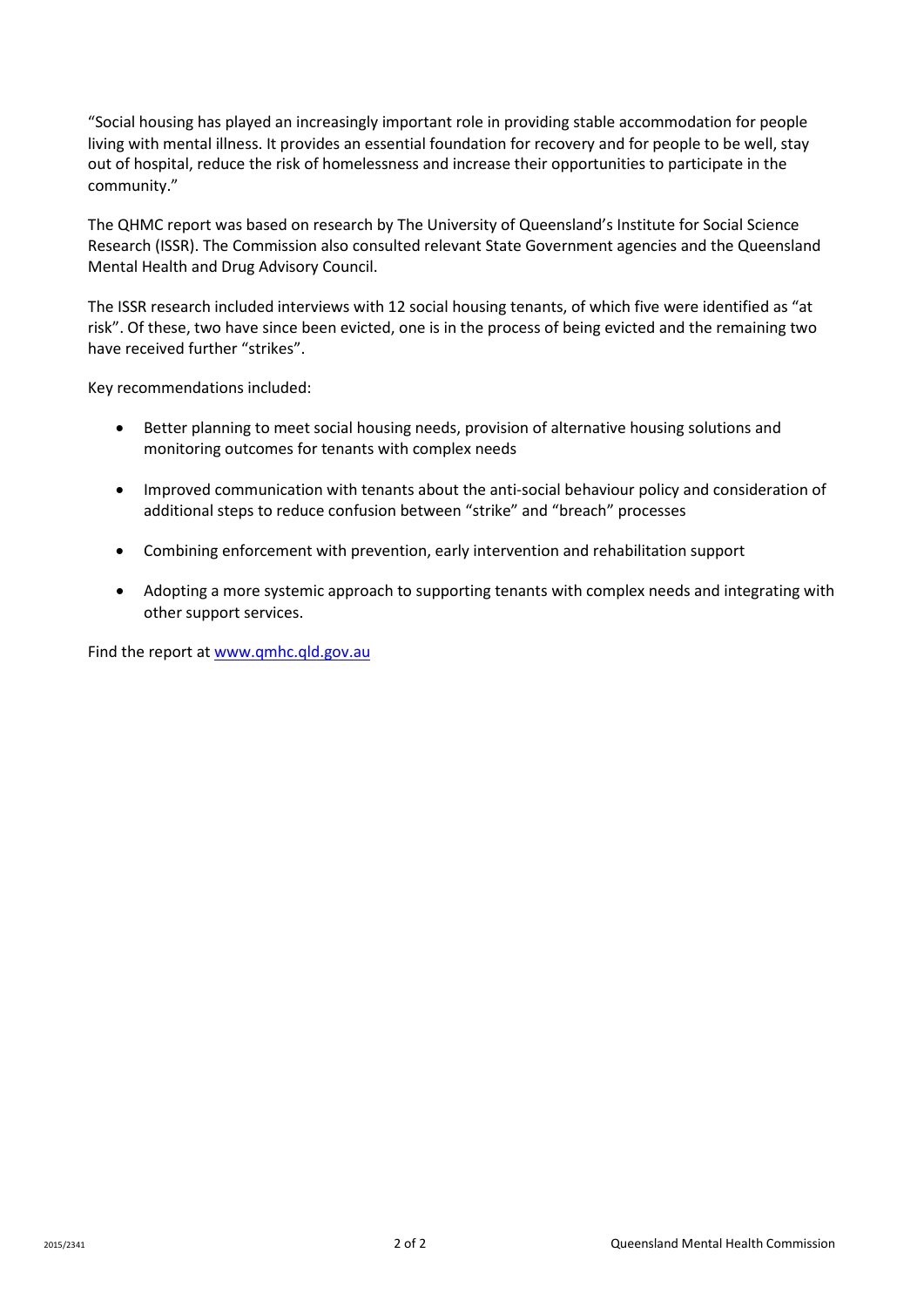"Social housing has played an increasingly important role in providing stable accommodation for people living with mental illness. It provides an essential foundation for recovery and for people to be well, stay out of hospital, reduce the risk of homelessness and increase their opportunities to participate in the community."

The QHMC report was based on research by The University of Queensland's Institute for Social Science Research (ISSR). The Commission also consulted relevant State Government agencies and the Queensland Mental Health and Drug Advisory Council.

The ISSR research included interviews with 12 social housing tenants, of which five were identified as "at risk". Of these, two have since been evicted, one is in the process of being evicted and the remaining two have received further "strikes".

Key recommendations included:

- Better planning to meet social housing needs, provision of alternative housing solutions and monitoring outcomes for tenants with complex needs
- Improved communication with tenants about the anti-social behaviour policy and consideration of additional steps to reduce confusion between "strike" and "breach" processes
- Combining enforcement with prevention, early intervention and rehabilitation support
- Adopting a more systemic approach to supporting tenants with complex needs and integrating with other support services.

Find the report at [www.qmhc.qld.gov.au](http://www.qmhc.qld.gov.au)